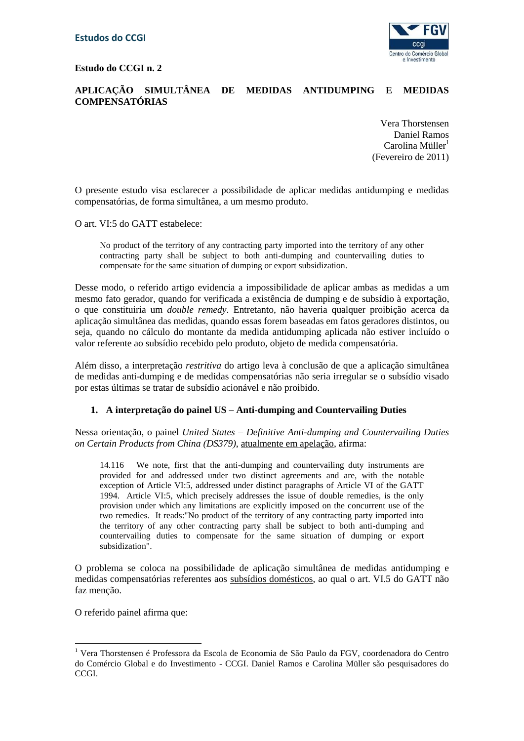**Estudos do CCGI**

**Estudo do CCGI n. 2**

# APLICAÇÃO SIMULTÂNEA DE MEDIDAS ANTIDUMPING E MEDIDAS COMPENSATÓRIAS

Vera Thorstensen
Daniel Ramos
Carolina Müller[1]
(Fevereiro de 2011)

O presente estudo visa esclarecer a possibilidade de aplicar medidas antidumping e medidas compensatórias, de forma simultânea, a um mesmo produto.

O art. VI:5 do GATT estabelece:

> No product of the territory of any contracting party imported into the territory of any other contracting party shall be subject to both anti-dumping and countervailing duties to compensate for the same situation of dumping or export subsidization.

Desse modo, o referido artigo evidencia a impossibilidade de aplicar ambas as medidas a um mesmo fato gerador, quando for verificada a existência de dumping e de subsídio à exportação, o que constituiria um *double remedy*. Entretanto, não haveria qualquer proibição acerca da aplicação simultânea das medidas, quando essas forem baseadas em fatos geradores distintos, ou seja, quando no cálculo do montante da medida antidumping aplicada não estiver incluído o valor referente ao subsídio recebido pelo produto, objeto de medida compensatória.

Além disso, a interpretação *restritiva* do artigo leva à conclusão de que a aplicação simultânea de medidas anti-dumping e de medidas compensatórias não seria irregular se o subsídio visado por estas últimas se tratar de subsídio acionável e não proibido.

## 1. A interpretação do painel US – Anti-dumping and Countervailing Duties

Nessa orientação, o painel *United States – Definitive Anti-dumping and Countervailing Duties on Certain Products from China (DS379)*, atualmente em apelação, afirma:

> 14.116 We note, first that the anti-dumping and countervailing duty instruments are provided for and addressed under two distinct agreements and are, with the notable exception of Article VI:5, addressed under distinct paragraphs of Article VI of the GATT 1994. Article VI:5, which precisely addresses the issue of double remedies, is the only provision under which any limitations are explicitly imposed on the concurrent use of the two remedies. It reads:"No product of the territory of any contracting party imported into the territory of any other contracting party shall be subject to both anti-dumping and countervailing duties to compensate for the same situation of dumping or export subsidization".

O problema se coloca na possibilidade de aplicação simultânea de medidas antidumping e medidas compensatórias referentes aos subsídios domésticos, ao qual o art. VI.5 do GATT não faz menção.

O referido painel afirma que:

---

[1] Vera Thorstensen é Professora da Escola de Economia de São Paulo da FGV, coordenadora do Centro do Comércio Global e do Investimento - CCGI. Daniel Ramos e Carolina Müller são pesquisadores do CCGI.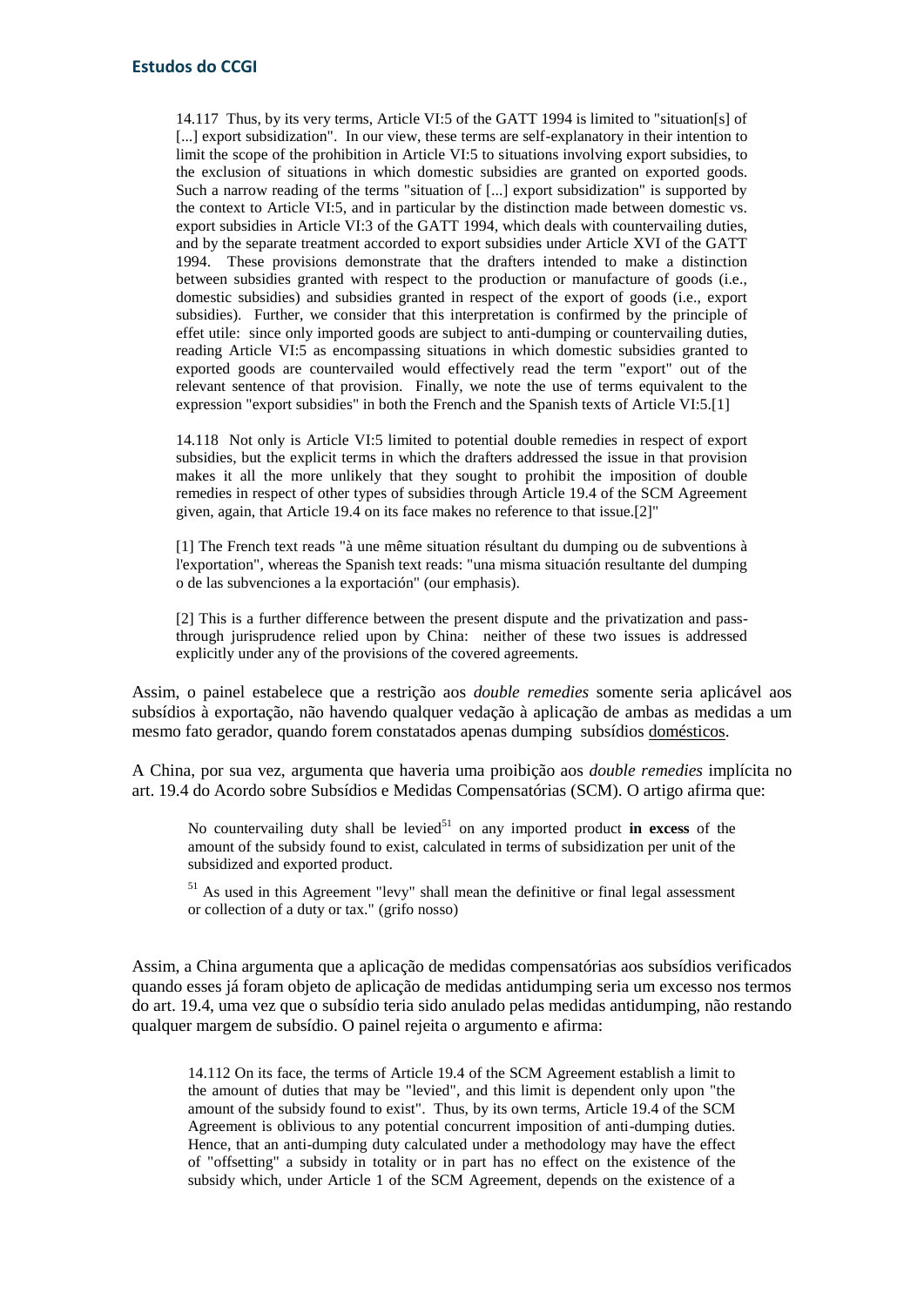> 14.117 Thus, by its very terms, Article VI:5 of the GATT 1994 is limited to "situation[s] of [...] export subsidization". In our view, these terms are self-explanatory in their intention to limit the scope of the prohibition in Article VI:5 to situations involving export subsidies, to the exclusion of situations in which domestic subsidies are granted on exported goods. Such a narrow reading of the terms "situation of [...] export subsidization" is supported by the context to Article VI:5, and in particular by the distinction made between domestic vs. export subsidies in Article VI:3 of the GATT 1994, which deals with countervailing duties, and by the separate treatment accorded to export subsidies under Article XVI of the GATT 1994. These provisions demonstrate that the drafters intended to make a distinction between subsidies granted with respect to the production or manufacture of goods (i.e., domestic subsidies) and subsidies granted in respect of the export of goods (i.e., export subsidies). Further, we consider that this interpretation is confirmed by the principle of effet utile: since only imported goods are subject to anti-dumping or countervailing duties, reading Article VI:5 as encompassing situations in which domestic subsidies granted to exported goods are countervailed would effectively read the term "export" out of the relevant sentence of that provision. Finally, we note the use of terms equivalent to the expression "export subsidies" in both the French and the Spanish texts of Article VI:5.[1]
>
> 14.118 Not only is Article VI:5 limited to potential double remedies in respect of export subsidies, but the explicit terms in which the drafters addressed the issue in that provision makes it all the more unlikely that they sought to prohibit the imposition of double remedies in respect of other types of subsidies through Article 19.4 of the SCM Agreement given, again, that Article 19.4 on its face makes no reference to that issue.[2]"
>
> [1] The French text reads "à une même situation résultant du dumping ou de subventions à l'exportation", whereas the Spanish text reads: "una misma situación resultante del dumping o de las subvenciones a la exportación" (our emphasis).
>
> [2] This is a further difference between the present dispute and the privatization and pass-through jurisprudence relied upon by China: neither of these two issues is addressed explicitly under any of the provisions of the covered agreements.

Assim, o painel estabelece que a restrição aos *double remedies* somente seria aplicável aos subsídios à exportação, não havendo qualquer vedação à aplicação de ambas as medidas a um mesmo fato gerador, quando forem constatados apenas dumping subsídios domésticos.

A China, por sua vez, argumenta que haveria uma proibição aos *double remedies* implícita no art. 19.4 do Acordo sobre Subsídios e Medidas Compensatórias (SCM). O artigo afirma que:

> No countervailing duty shall be levied[51] on any imported product **in excess** of the amount of the subsidy found to exist, calculated in terms of subsidization per unit of the subsidized and exported product.
>
> [51] As used in this Agreement "levy" shall mean the definitive or final legal assessment or collection of a duty or tax." (grifo nosso)

Assim, a China argumenta que a aplicação de medidas compensatórias aos subsídios verificados quando esses já foram objeto de aplicação de medidas antidumping seria um excesso nos termos do art. 19.4, uma vez que o subsídio teria sido anulado pelas medidas antidumping, não restando qualquer margem de subsídio. O painel rejeita o argumento e afirma:

> 14.112 On its face, the terms of Article 19.4 of the SCM Agreement establish a limit to the amount of duties that may be "levied", and this limit is dependent only upon "the amount of the subsidy found to exist". Thus, by its own terms, Article 19.4 of the SCM Agreement is oblivious to any potential concurrent imposition of anti-dumping duties. Hence, that an anti-dumping duty calculated under a methodology may have the effect of "offsetting" a subsidy in totality or in part has no effect on the existence of the subsidy which, under Article 1 of the SCM Agreement, depends on the existence of a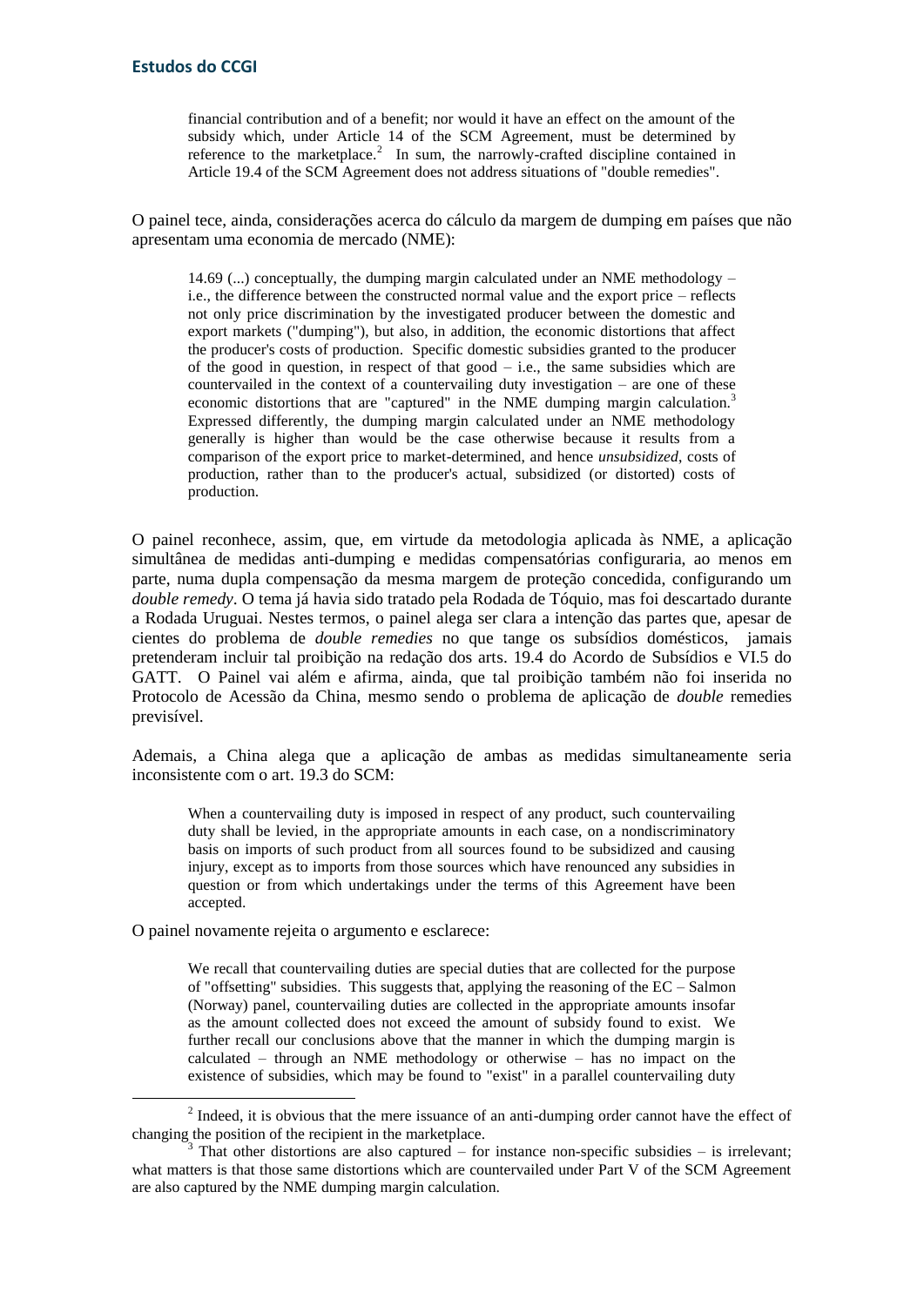> financial contribution and of a benefit; nor would it have an effect on the amount of the subsidy which, under Article 14 of the SCM Agreement, must be determined by reference to the marketplace.[2] In sum, the narrowly-crafted discipline contained in Article 19.4 of the SCM Agreement does not address situations of "double remedies".

O painel tece, ainda, considerações acerca do cálculo da margem de dumping em países que não apresentam uma economia de mercado (NME):

> 14.69 (...) conceptually, the dumping margin calculated under an NME methodology – i.e., the difference between the constructed normal value and the export price – reflects not only price discrimination by the investigated producer between the domestic and export markets ("dumping"), but also, in addition, the economic distortions that affect the producer's costs of production. Specific domestic subsidies granted to the producer of the good in question, in respect of that good – i.e., the same subsidies which are countervailed in the context of a countervailing duty investigation – are one of these economic distortions that are "captured" in the NME dumping margin calculation.[3] Expressed differently, the dumping margin calculated under an NME methodology generally is higher than would be the case otherwise because it results from a comparison of the export price to market-determined, and hence *unsubsidized*, costs of production, rather than to the producer's actual, subsidized (or distorted) costs of production.

O painel reconhece, assim, que, em virtude da metodologia aplicada às NME, a aplicação simultânea de medidas anti-dumping e medidas compensatórias configuraria, ao menos em parte, numa dupla compensação da mesma margem de proteção concedida, configurando um *double remedy*. O tema já havia sido tratado pela Rodada de Tóquio, mas foi descartado durante a Rodada Uruguai. Nestes termos, o painel alega ser clara a intenção das partes que, apesar de cientes do problema de *double remedies* no que tange os subsídios domésticos, jamais pretenderam incluir tal proibição na redação dos arts. 19.4 do Acordo de Subsídios e VI.5 do GATT. O Painel vai além e afirma, ainda, que tal proibição também não foi inserida no Protocolo de Acessão da China, mesmo sendo o problema de aplicação de *double* remedies previsível.

Ademais, a China alega que a aplicação de ambas as medidas simultaneamente seria inconsistente com o art. 19.3 do SCM:

> When a countervailing duty is imposed in respect of any product, such countervailing duty shall be levied, in the appropriate amounts in each case, on a nondiscriminatory basis on imports of such product from all sources found to be subsidized and causing injury, except as to imports from those sources which have renounced any subsidies in question or from which undertakings under the terms of this Agreement have been accepted.

O painel novamente rejeita o argumento e esclarece:

> We recall that countervailing duties are special duties that are collected for the purpose of "offsetting" subsidies. This suggests that, applying the reasoning of the EC – Salmon (Norway) panel, countervailing duties are collected in the appropriate amounts insofar as the amount collected does not exceed the amount of subsidy found to exist. We further recall our conclusions above that the manner in which the dumping margin is calculated – through an NME methodology or otherwise – has no impact on the existence of subsidies, which may be found to "exist" in a parallel countervailing duty

---

[2] Indeed, it is obvious that the mere issuance of an anti-dumping order cannot have the effect of changing the position of the recipient in the marketplace.

[3] That other distortions are also captured – for instance non-specific subsidies – is irrelevant; what matters is that those same distortions which are countervailed under Part V of the SCM Agreement are also captured by the NME dumping margin calculation.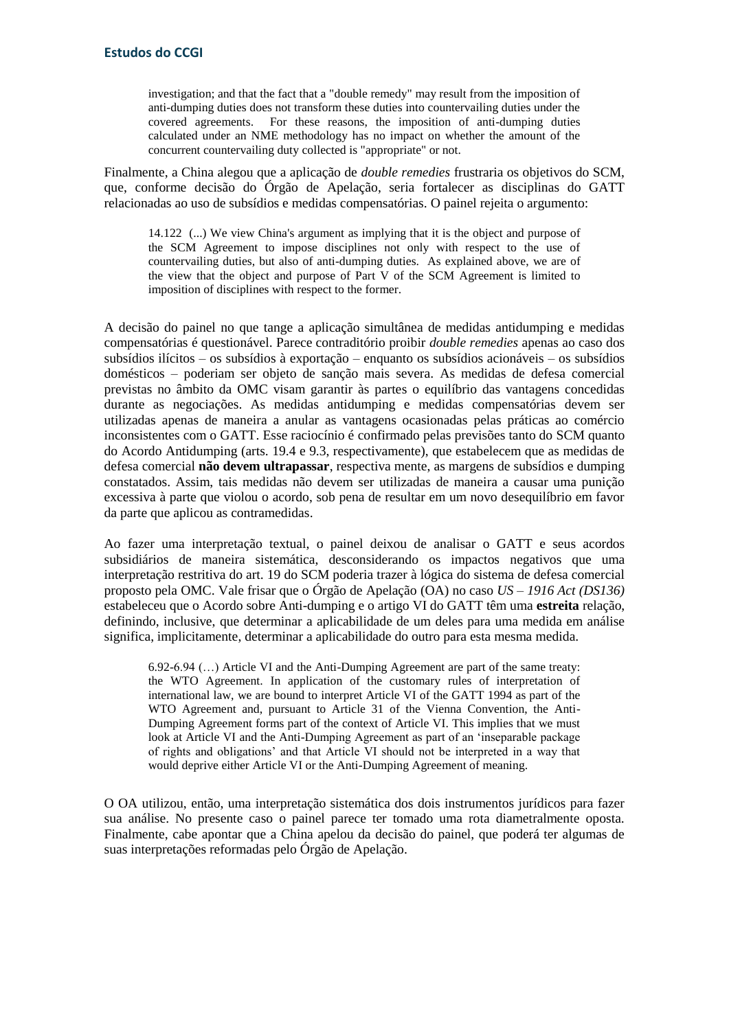> investigation; and that the fact that a "double remedy" may result from the imposition of anti-dumping duties does not transform these duties into countervailing duties under the covered agreements. For these reasons, the imposition of anti-dumping duties calculated under an NME methodology has no impact on whether the amount of the concurrent countervailing duty collected is "appropriate" or not.

Finalmente, a China alegou que a aplicação de *double remedies* frustraria os objetivos do SCM, que, conforme decisão do Órgão de Apelação, seria fortalecer as disciplinas do GATT relacionadas ao uso de subsídios e medidas compensatórias. O painel rejeita o argumento:

> 14.122 (...) We view China's argument as implying that it is the object and purpose of the SCM Agreement to impose disciplines not only with respect to the use of countervailing duties, but also of anti-dumping duties. As explained above, we are of the view that the object and purpose of Part V of the SCM Agreement is limited to imposition of disciplines with respect to the former.

A decisão do painel no que tange a aplicação simultânea de medidas antidumping e medidas compensatórias é questionável. Parece contraditório proibir *double remedies* apenas ao caso dos subsídios ilícitos – os subsídios à exportação – enquanto os subsídios acionáveis – os subsídios domésticos – poderiam ser objeto de sanção mais severa. As medidas de defesa comercial previstas no âmbito da OMC visam garantir às partes o equilíbrio das vantagens concedidas durante as negociações. As medidas antidumping e medidas compensatórias devem ser utilizadas apenas de maneira a anular as vantagens ocasionadas pelas práticas ao comércio inconsistentes com o GATT. Esse raciocínio é confirmado pelas previsões tanto do SCM quanto do Acordo Antidumping (arts. 19.4 e 9.3, respectivamente), que estabelecem que as medidas de defesa comercial **não devem ultrapassar**, respectiva mente, as margens de subsídios e dumping constatados. Assim, tais medidas não devem ser utilizadas de maneira a causar uma punição excessiva à parte que violou o acordo, sob pena de resultar em um novo desequilíbrio em favor da parte que aplicou as contramedidas.

Ao fazer uma interpretação textual, o painel deixou de analisar o GATT e seus acordos subsidiários de maneira sistemática, desconsiderando os impactos negativos que uma interpretação restritiva do art. 19 do SCM poderia trazer à lógica do sistema de defesa comercial proposto pela OMC. Vale frisar que o Órgão de Apelação (OA) no caso *US – 1916 Act (DS136)* estabeleceu que o Acordo sobre Anti-dumping e o artigo VI do GATT têm uma **estreita** relação, definindo, inclusive, que determinar a aplicabilidade de um deles para uma medida em análise significa, implicitamente, determinar a aplicabilidade do outro para esta mesma medida.

> 6.92-6.94 (…) Article VI and the Anti-Dumping Agreement are part of the same treaty: the WTO Agreement. In application of the customary rules of interpretation of international law, we are bound to interpret Article VI of the GATT 1994 as part of the WTO Agreement and, pursuant to Article 31 of the Vienna Convention, the Anti-Dumping Agreement forms part of the context of Article VI. This implies that we must look at Article VI and the Anti-Dumping Agreement as part of an 'inseparable package of rights and obligations' and that Article VI should not be interpreted in a way that would deprive either Article VI or the Anti-Dumping Agreement of meaning.

O OA utilizou, então, uma interpretação sistemática dos dois instrumentos jurídicos para fazer sua análise. No presente caso o painel parece ter tomado uma rota diametralmente oposta. Finalmente, cabe apontar que a China apelou da decisão do painel, que poderá ter algumas de suas interpretações reformadas pelo Órgão de Apelação.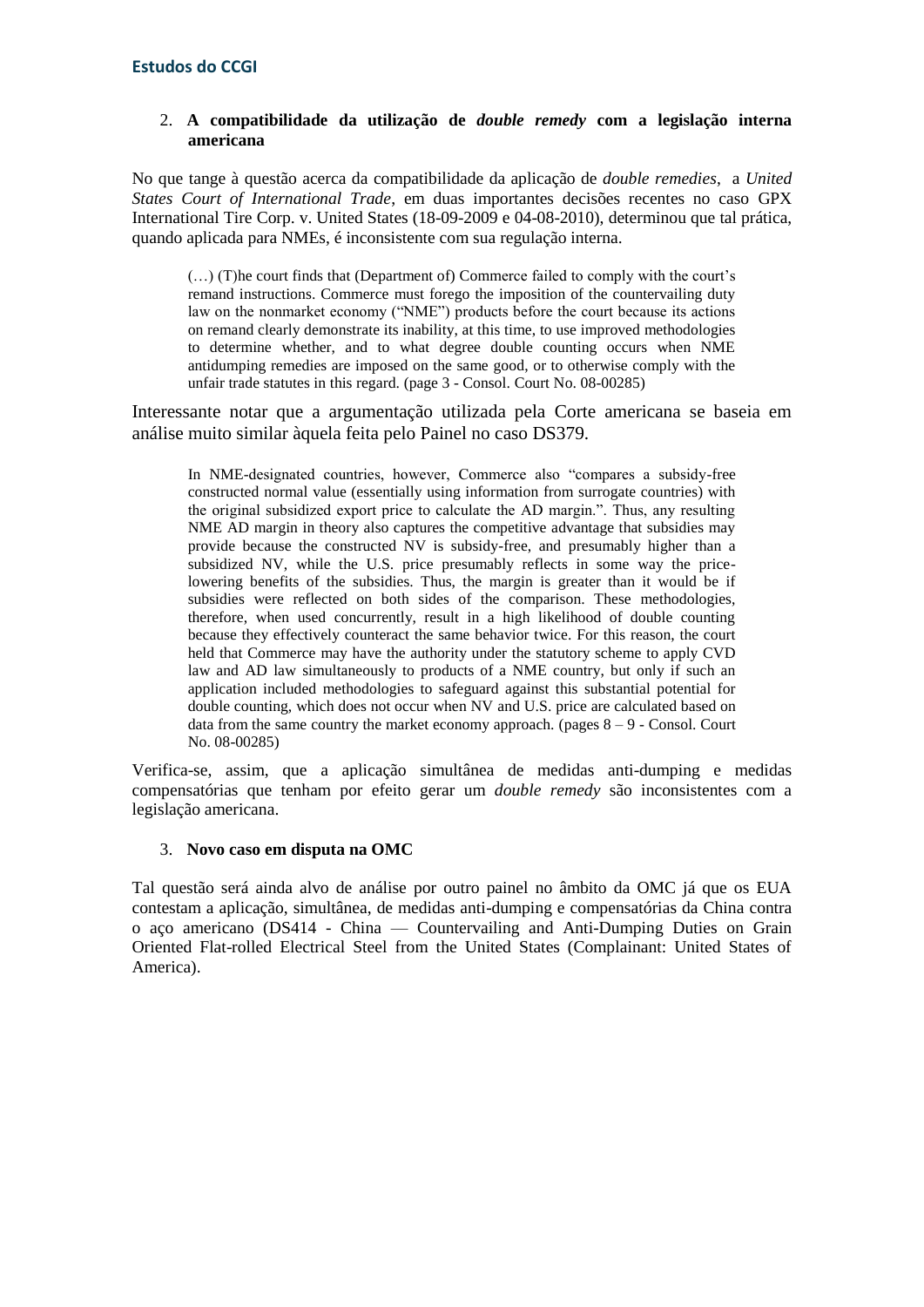## 2. A compatibilidade da utilização de *double remedy* com a legislação interna americana

No que tange à questão acerca da compatibilidade da aplicação de *double remedies*, a *United States Court of International Trade*, em duas importantes decisões recentes no caso GPX International Tire Corp. v. United States (18-09-2009 e 04-08-2010), determinou que tal prática, quando aplicada para NMEs, é inconsistente com sua regulação interna.

> (…) (T)he court finds that (Department of) Commerce failed to comply with the court's remand instructions. Commerce must forego the imposition of the countervailing duty law on the nonmarket economy ("NME") products before the court because its actions on remand clearly demonstrate its inability, at this time, to use improved methodologies to determine whether, and to what degree double counting occurs when NME antidumping remedies are imposed on the same good, or to otherwise comply with the unfair trade statutes in this regard. (page 3 - Consol. Court No. 08-00285)

Interessante notar que a argumentação utilizada pela Corte americana se baseia em análise muito similar àquela feita pelo Painel no caso DS379.

> In NME-designated countries, however, Commerce also "compares a subsidy-free constructed normal value (essentially using information from surrogate countries) with the original subsidized export price to calculate the AD margin.". Thus, any resulting NME AD margin in theory also captures the competitive advantage that subsidies may provide because the constructed NV is subsidy-free, and presumably higher than a subsidized NV, while the U.S. price presumably reflects in some way the price-lowering benefits of the subsidies. Thus, the margin is greater than it would be if subsidies were reflected on both sides of the comparison. These methodologies, therefore, when used concurrently, result in a high likelihood of double counting because they effectively counteract the same behavior twice. For this reason, the court held that Commerce may have the authority under the statutory scheme to apply CVD law and AD law simultaneously to products of a NME country, but only if such an application included methodologies to safeguard against this substantial potential for double counting, which does not occur when NV and U.S. price are calculated based on data from the same country the market economy approach. (pages 8 – 9 - Consol. Court No. 08-00285)

Verifica-se, assim, que a aplicação simultânea de medidas anti-dumping e medidas compensatórias que tenham por efeito gerar um *double remedy* são inconsistentes com a legislação americana.

## 3. Novo caso em disputa na OMC

Tal questão será ainda alvo de análise por outro painel no âmbito da OMC já que os EUA contestam a aplicação, simultânea, de medidas anti-dumping e compensatórias da China contra o aço americano (DS414 - China — Countervailing and Anti-Dumping Duties on Grain Oriented Flat-rolled Electrical Steel from the United States (Complainant: United States of America).